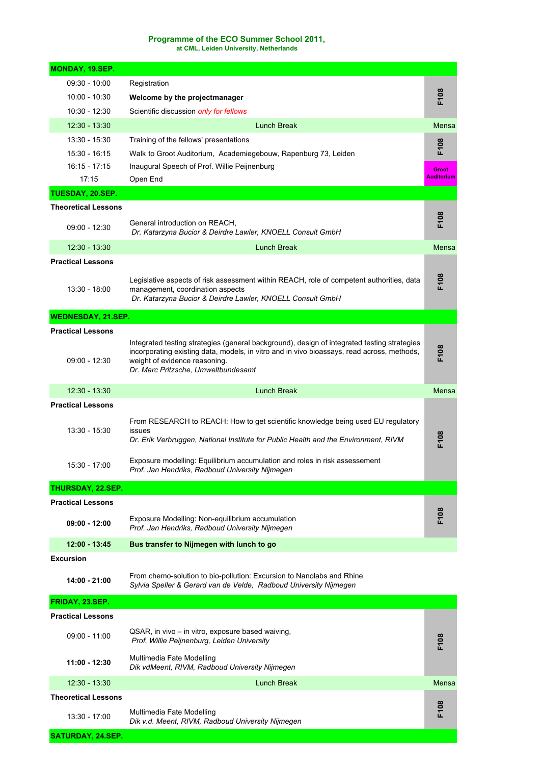**Programme of the ECO Summer School 2011,**
**at CML, Leiden University, Netherlands**

| **MONDAY, 19.SEP.** | | |
|---|---|---|
| 09:30 - 10:00 | Registration | F108 |
| 10:00 - 10:30 | **Welcome by the projectmanager** | |
| 10:30 - 12:30 | Scientific discussion *only for fellows* | |
| 12:30 - 13:30 | Lunch Break | Mensa |
| 13:30 - 15:30 | Training of the fellows' presentations | F108 |
| 15:30 - 16:15 | Walk to Groot Auditorium, Academiegebouw, Rapenburg 73, Leiden | |
| 16:15 - 17:15 | Inaugural Speech of Prof. Willie Peijnenburg | Groot Auditorium |
| 17:15 | Open End | |
| **TUESDAY, 20.SEP.** | | |
| **Theoretical Lessons** | | |
| 09:00 - 12:30 | General introduction on REACH, *Dr. Katarzyna Bucior & Deirdre Lawler, KNOELL Consult GmbH* | F108 |
| 12:30 - 13:30 | Lunch Break | Mensa |
| **Practical Lessons** | | |
| 13:30 - 18:00 | Legislative aspects of risk assessment within REACH, role of competent authorities, data management, coordination aspects *Dr. Katarzyna Bucior & Deirdre Lawler, KNOELL Consult GmbH* | F108 |
| **WEDNESDAY, 21.SEP.** | | |
| **Practical Lessons** | | |
| 09:00 - 12:30 | Integrated testing strategies (general background), design of integrated testing strategies incorporating existing data, models, in vitro and in vivo bioassays, read across, methods, weight of evidence reasoning. *Dr. Marc Pritzsche, Umweltbundesamt* | F108 |
| 12:30 - 13:30 | Lunch Break | Mensa |
| **Practical Lessons** | | |
| 13:30 - 15:30 | From RESEARCH to REACH: How to get scientific knowledge being used EU regulatory issues *Dr. Erik Verbruggen, National Institute for Public Health and the Environment, RIVM* | F108 |
| 15:30 - 17:00 | Exposure modelling: Equilibrium accumulation and roles in risk assessement *Prof. Jan Hendriks, Radboud University Nijmegen* | |
| **THURSDAY, 22.SEP.** | | |
| **Practical Lessons** | | |
| **09:00 - 12:00** | Exposure Modelling: Non-equilibrium accumulation *Prof. Jan Hendriks, Radboud University Nijmegen* | F108 |
| **12:00 - 13:45** | **Bus transfer to Nijmegen with lunch to go** | |
| **Excursion** | | |
| **14:00 - 21:00** | From chemo-solution to bio-pollution: Excursion to Nanolabs and Rhine *Sylvia Speller & Gerard van de Velde, Radboud University Nijmegen* | |
| **FRIDAY, 23.SEP.** | | |
| **Practical Lessons** | | |
| 09:00 - 11:00 | QSAR, in vivo – in vitro, exposure based waiving, *Prof. Willie Peijnenburg, Leiden University* | F108 |
| **11:00 - 12:30** | Multimedia Fate Modelling *Dik vdMeent, RIVM, Radboud University Nijmegen* | |
| 12:30 - 13:30 | Lunch Break | Mensa |
| **Theoretical Lessons** | | |
| 13:30 - 17:00 | Multimedia Fate Modelling *Dik v.d. Meent, RIVM, Radboud University Nijmegen* | F108 |
| **SATURDAY, 24.SEP.** | | |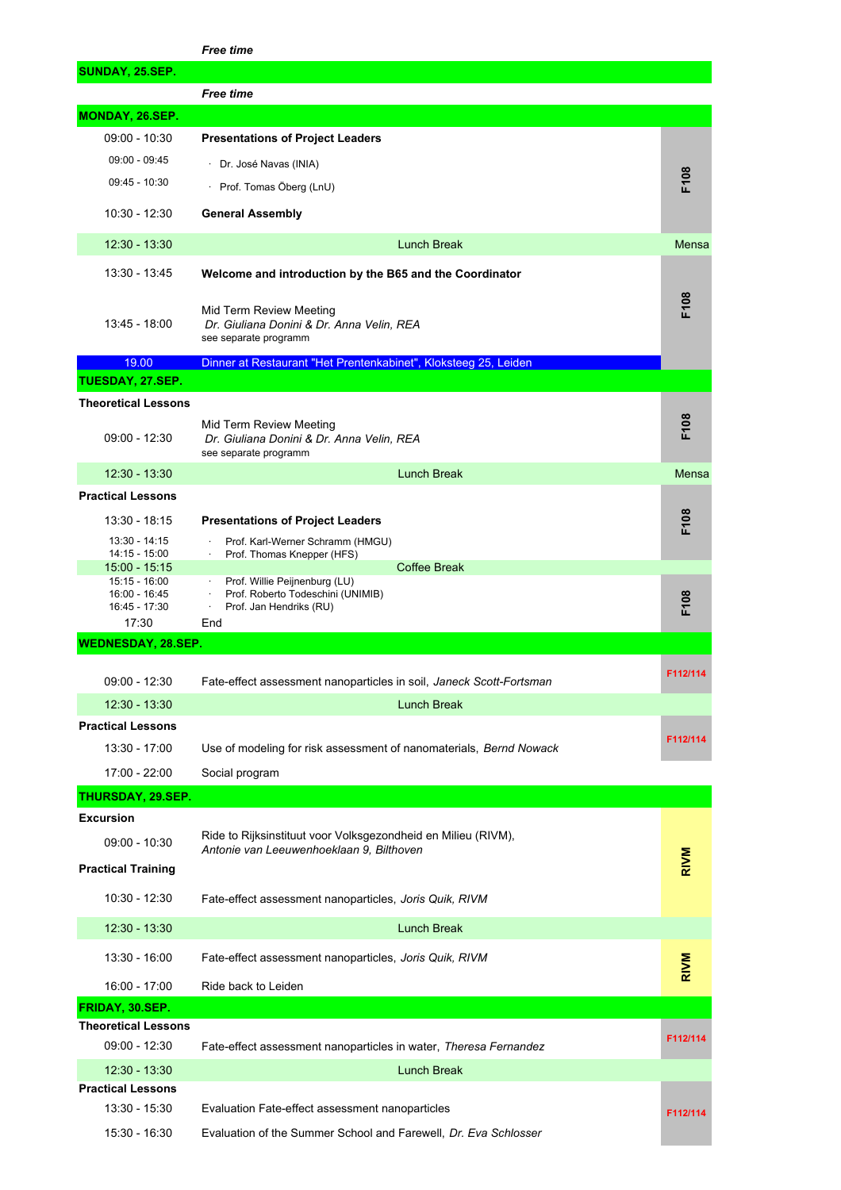| | | |
|---|---|---|
| | ***Free time*** | |
| **SUNDAY, 25.SEP.** | | |
| | ***Free time*** | |
| **MONDAY, 26.SEP.** | | |
| 09:00 - 10:30 | **Presentations of Project Leaders** | F108 |
| 09:00 - 09:45 | · Dr. José Navas (INIA) | |
| 09:45 - 10:30 | · Prof. Tomas Öberg (LnU) | |
| 10:30 - 12:30 | **General Assembly** | |
| 12:30 - 13:30 | Lunch Break | Mensa |
| 13:30 - 13:45 | **Welcome and introduction by the B65 and the Coordinator** | F108 |
| 13:45 - 18:00 | Mid Term Review Meeting *Dr. Giuliana Donini & Dr. Anna Velin, REA* see separate programm | |
| 19.00 | Dinner at Restaurant "Het Prentenkabinet", Kloksteeg 25, Leiden | |
| **TUESDAY, 27.SEP.** | | |
| **Theoretical Lessons** | | |
| 09:00 - 12:30 | Mid Term Review Meeting *Dr. Giuliana Donini & Dr. Anna Velin, REA* see separate programm | F108 |
| 12:30 - 13:30 | Lunch Break | Mensa |
| **Practical Lessons** | | |
| 13:30 - 18:15 | **Presentations of Project Leaders** | F108 |
| 13:30 - 14:15 | · Prof. Karl-Werner Schramm (HMGU) | |
| 14:15 - 15:00 | · Prof. Thomas Knepper (HFS) | |
| 15:00 - 15:15 | Coffee Break | |
| 15:15 - 16:00 | · Prof. Willie Peijnenburg (LU) | F108 |
| 16:00 - 16:45 | · Prof. Roberto Todeschini (UNIMIB) | |
| 16:45 - 17:30 | · Prof. Jan Hendriks (RU) | |
| 17:30 | End | |
| **WEDNESDAY, 28.SEP.** | | |
| 09:00 - 12:30 | Fate-effect assessment nanoparticles in soil, *Janeck Scott-Fortsman* | F112/114 |
| 12:30 - 13:30 | Lunch Break | |
| **Practical Lessons** | | |
| 13:30 - 17:00 | Use of modeling for risk assessment of nanomaterials, *Bernd Nowack* | F112/114 |
| 17:00 - 22:00 | Social program | |
| **THURSDAY, 29.SEP.** | | |
| **Excursion** | | |
| 09:00 - 10:30 | Ride to Rijksinstituut voor Volksgezondheid en Milieu (RIVM), *Antonie van Leeuwenhoeklaan 9, Bilthoven* | RIVM |
| **Practical Training** | | |
| 10:30 - 12:30 | Fate-effect assessment nanoparticles, *Joris Quik, RIVM* | |
| 12:30 - 13:30 | Lunch Break | |
| 13:30 - 16:00 | Fate-effect assessment nanoparticles, *Joris Quik, RIVM* | RIVM |
| 16:00 - 17:00 | Ride back to Leiden | |
| **FRIDAY, 30.SEP.** | | |
| **Theoretical Lessons** | | |
| 09:00 - 12:30 | Fate-effect assessment nanoparticles in water, *Theresa Fernandez* | F112/114 |
| 12:30 - 13:30 | Lunch Break | |
| **Practical Lessons** | | |
| 13:30 - 15:30 | Evaluation Fate-effect assessment nanoparticles | F112/114 |
| 15:30 - 16:30 | Evaluation of the Summer School and Farewell, *Dr. Eva Schlosser* | |